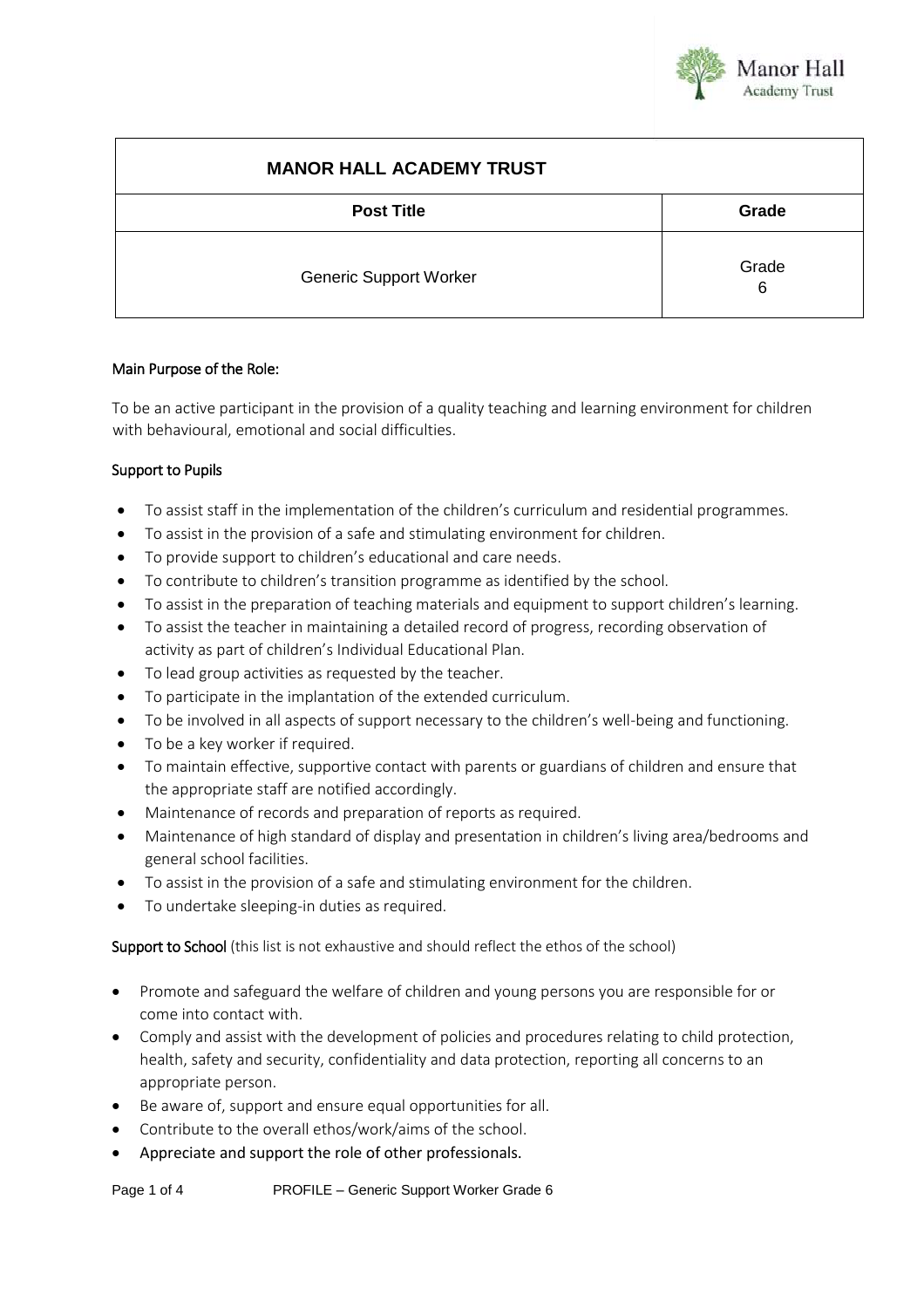| MANOR HALL ACADEMY TRUST | |
|---|---|
| **Post Title** | **Grade** |
| Generic Support Worker | Grade 6 |

**Main Purpose of the Role:**

To be an active participant in the provision of a quality teaching and learning environment for children with behavioural, emotional and social difficulties.

**Support to Pupils**

- To assist staff in the implementation of the children's curriculum and residential programmes.
- To assist in the provision of a safe and stimulating environment for children.
- To provide support to children's educational and care needs.
- To contribute to children's transition programme as identified by the school.
- To assist in the preparation of teaching materials and equipment to support children's learning.
- To assist the teacher in maintaining a detailed record of progress, recording observation of activity as part of children's Individual Educational Plan.
- To lead group activities as requested by the teacher.
- To participate in the implantation of the extended curriculum.
- To be involved in all aspects of support necessary to the children's well-being and functioning.
- To be a key worker if required.
- To maintain effective, supportive contact with parents or guardians of children and ensure that the appropriate staff are notified accordingly.
- Maintenance of records and preparation of reports as required.
- Maintenance of high standard of display and presentation in children's living area/bedrooms and general school facilities.
- To assist in the provision of a safe and stimulating environment for the children.
- To undertake sleeping-in duties as required.

**Support to School** (this list is not exhaustive and should reflect the ethos of the school)

- Promote and safeguard the welfare of children and young persons you are responsible for or come into contact with.
- Comply and assist with the development of policies and procedures relating to child protection, health, safety and security, confidentiality and data protection, reporting all concerns to an appropriate person.
- Be aware of, support and ensure equal opportunities for all.
- Contribute to the overall ethos/work/aims of the school.
- Appreciate and support the role of other professionals.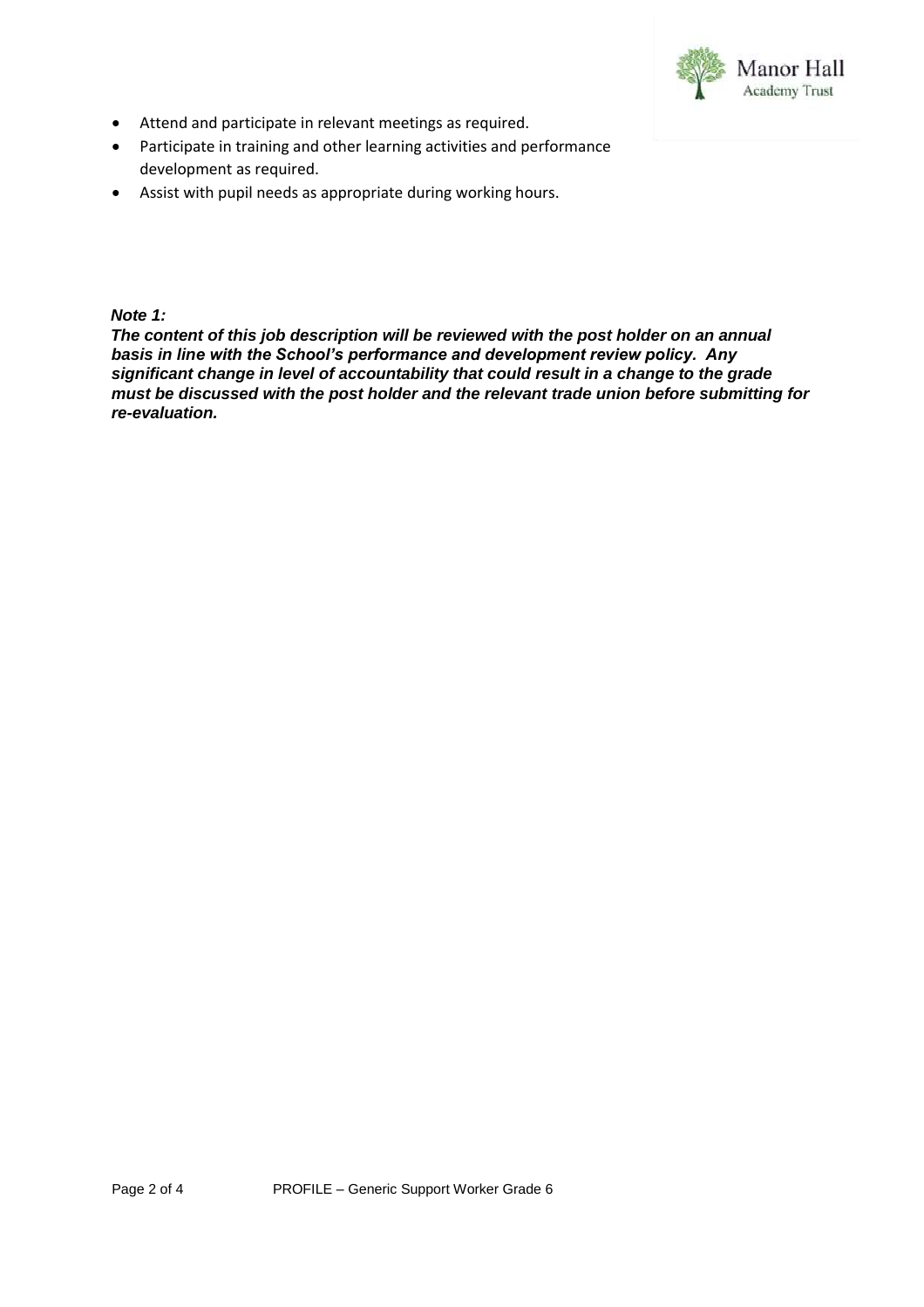- Attend and participate in relevant meetings as required.
- Participate in training and other learning activities and performance development as required.
- Assist with pupil needs as appropriate during working hours.

***Note 1:***

***The content of this job description will be reviewed with the post holder on an annual basis in line with the School's performance and development review policy. Any significant change in level of accountability that could result in a change to the grade must be discussed with the post holder and the relevant trade union before submitting for re-evaluation.***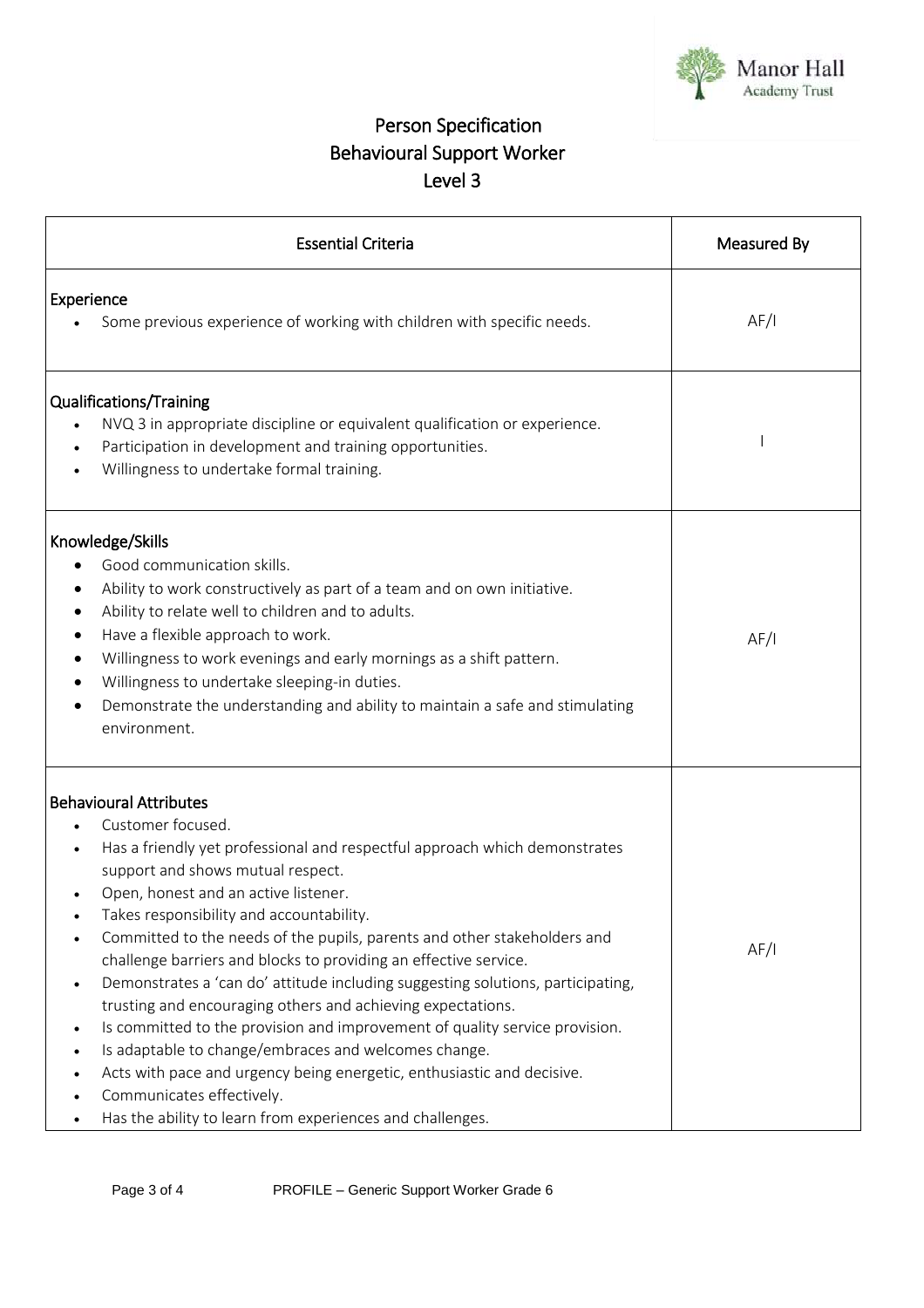Manor Hall Academy Trust

# Person Specification
## Behavioural Support Worker
## Level 3

| Essential Criteria | Measured By |
|---|---|
| **Experience**<br>• Some previous experience of working with children with specific needs. | AF/I |
| **Qualifications/Training**<br>• NVQ 3 in appropriate discipline or equivalent qualification or experience.<br>• Participation in development and training opportunities.<br>• Willingness to undertake formal training. | I |
| **Knowledge/Skills**<br>• Good communication skills.<br>• Ability to work constructively as part of a team and on own initiative.<br>• Ability to relate well to children and to adults.<br>• Have a flexible approach to work.<br>• Willingness to work evenings and early mornings as a shift pattern.<br>• Willingness to undertake sleeping-in duties.<br>• Demonstrate the understanding and ability to maintain a safe and stimulating environment. | AF/I |
| **Behavioural Attributes**<br>• Customer focused.<br>• Has a friendly yet professional and respectful approach which demonstrates support and shows mutual respect.<br>• Open, honest and an active listener.<br>• Takes responsibility and accountability.<br>• Committed to the needs of the pupils, parents and other stakeholders and challenge barriers and blocks to providing an effective service.<br>• Demonstrates a 'can do' attitude including suggesting solutions, participating, trusting and encouraging others and achieving expectations.<br>• Is committed to the provision and improvement of quality service provision.<br>• Is adaptable to change/embraces and welcomes change.<br>• Acts with pace and urgency being energetic, enthusiastic and decisive.<br>• Communicates effectively.<br>• Has the ability to learn from experiences and challenges. | AF/I |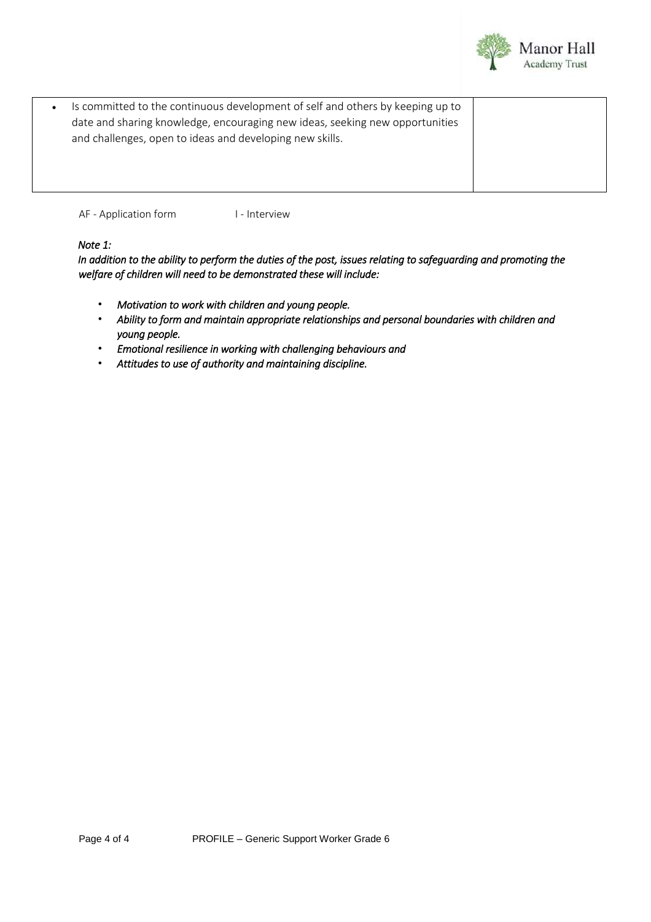| | |
|---|---|
| • Is committed to the continuous development of self and others by keeping up to date and sharing knowledge, encouraging new ideas, seeking new opportunities and challenges, open to ideas and developing new skills. | |

AF - Application form  I - Interview

*Note 1:*

*In addition to the ability to perform the duties of the post, issues relating to safeguarding and promoting the welfare of children will need to be demonstrated these will include:*

- *Motivation to work with children and young people.*
- *Ability to form and maintain appropriate relationships and personal boundaries with children and young people.*
- *Emotional resilience in working with challenging behaviours and*
- *Attitudes to use of authority and maintaining discipline.*